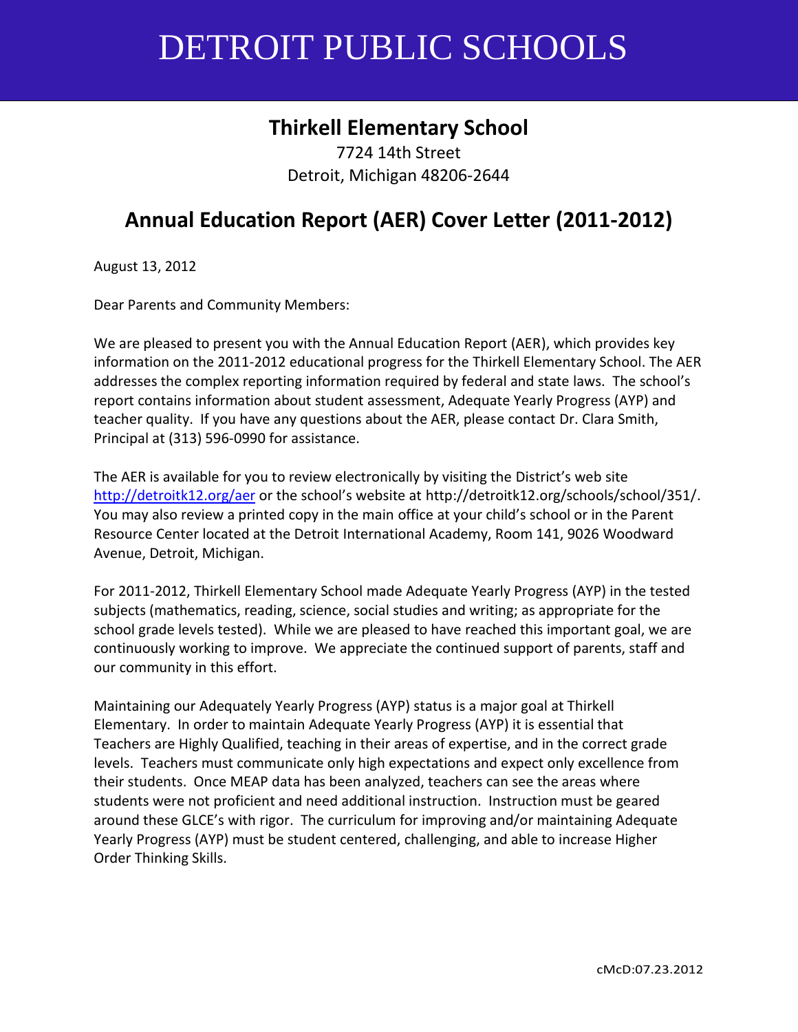# DETROIT PUBLIC SCHOOLS

## Thirkell Elementary School

7724 14th Street
Detroit, Michigan 48206-2644

## Annual Education Report (AER) Cover Letter (2011-2012)

August 13, 2012

Dear Parents and Community Members:

We are pleased to present you with the Annual Education Report (AER), which provides key information on the 2011-2012 educational progress for the Thirkell Elementary School. The AER addresses the complex reporting information required by federal and state laws. The school's report contains information about student assessment, Adequate Yearly Progress (AYP) and teacher quality. If you have any questions about the AER, please contact Dr. Clara Smith, Principal at (313) 596-0990 for assistance.

The AER is available for you to review electronically by visiting the District's web site http://detroitk12.org/aer or the school's website at http://detroitk12.org/schools/school/351/. You may also review a printed copy in the main office at your child's school or in the Parent Resource Center located at the Detroit International Academy, Room 141, 9026 Woodward Avenue, Detroit, Michigan.

For 2011-2012, Thirkell Elementary School made Adequate Yearly Progress (AYP) in the tested subjects (mathematics, reading, science, social studies and writing; as appropriate for the school grade levels tested). While we are pleased to have reached this important goal, we are continuously working to improve. We appreciate the continued support of parents, staff and our community in this effort.

Maintaining our Adequately Yearly Progress (AYP) status is a major goal at Thirkell Elementary. In order to maintain Adequate Yearly Progress (AYP) it is essential that Teachers are Highly Qualified, teaching in their areas of expertise, and in the correct grade levels. Teachers must communicate only high expectations and expect only excellence from their students. Once MEAP data has been analyzed, teachers can see the areas where students were not proficient and need additional instruction. Instruction must be geared around these GLCE's with rigor. The curriculum for improving and/or maintaining Adequate Yearly Progress (AYP) must be student centered, challenging, and able to increase Higher Order Thinking Skills.

cMcD:07.23.2012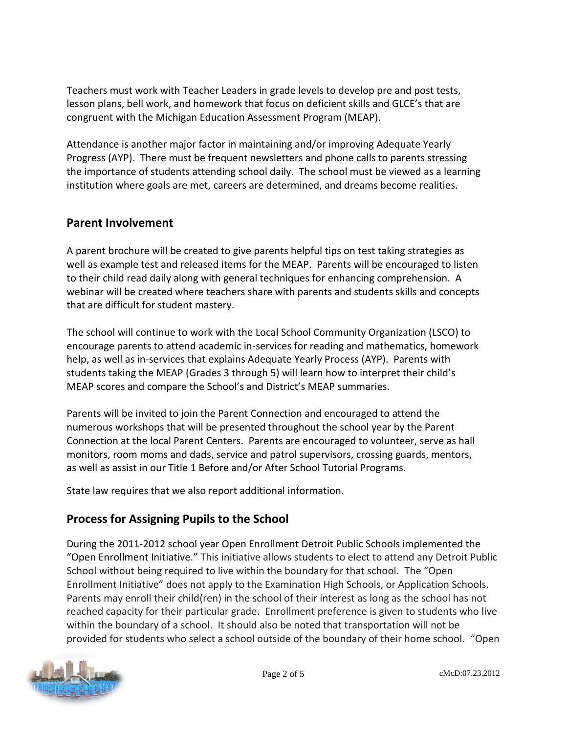Teachers must work with Teacher Leaders in grade levels to develop pre and post tests, lesson plans, bell work, and homework that focus on deficient skills and GLCE's that are congruent with the Michigan Education Assessment Program (MEAP).

Attendance is another major factor in maintaining and/or improving Adequate Yearly Progress (AYP). There must be frequent newsletters and phone calls to parents stressing the importance of students attending school daily. The school must be viewed as a learning institution where goals are met, careers are determined, and dreams become realities.

## Parent Involvement

A parent brochure will be created to give parents helpful tips on test taking strategies as well as example test and released items for the MEAP. Parents will be encouraged to listen to their child read daily along with general techniques for enhancing comprehension. A webinar will be created where teachers share with parents and students skills and concepts that are difficult for student mastery.

The school will continue to work with the Local School Community Organization (LSCO) to encourage parents to attend academic in-services for reading and mathematics, homework help, as well as in-services that explains Adequate Yearly Process (AYP). Parents with students taking the MEAP (Grades 3 through 5) will learn how to interpret their child's MEAP scores and compare the School's and District's MEAP summaries.

Parents will be invited to join the Parent Connection and encouraged to attend the numerous workshops that will be presented throughout the school year by the Parent Connection at the local Parent Centers. Parents are encouraged to volunteer, serve as hall monitors, room moms and dads, service and patrol supervisors, crossing guards, mentors, as well as assist in our Title 1 Before and/or After School Tutorial Programs.

State law requires that we also report additional information.

## Process for Assigning Pupils to the School

During the 2011-2012 school year Open Enrollment Detroit Public Schools implemented the "Open Enrollment Initiative." This initiative allows students to elect to attend any Detroit Public School without being required to live within the boundary for that school. The "Open Enrollment Initiative" does not apply to the Examination High Schools, or Application Schools. Parents may enroll their child(ren) in the school of their interest as long as the school has not reached capacity for their particular grade. Enrollment preference is given to students who live within the boundary of a school. It should also be noted that transportation will not be provided for students who select a school outside of the boundary of their home school. "Open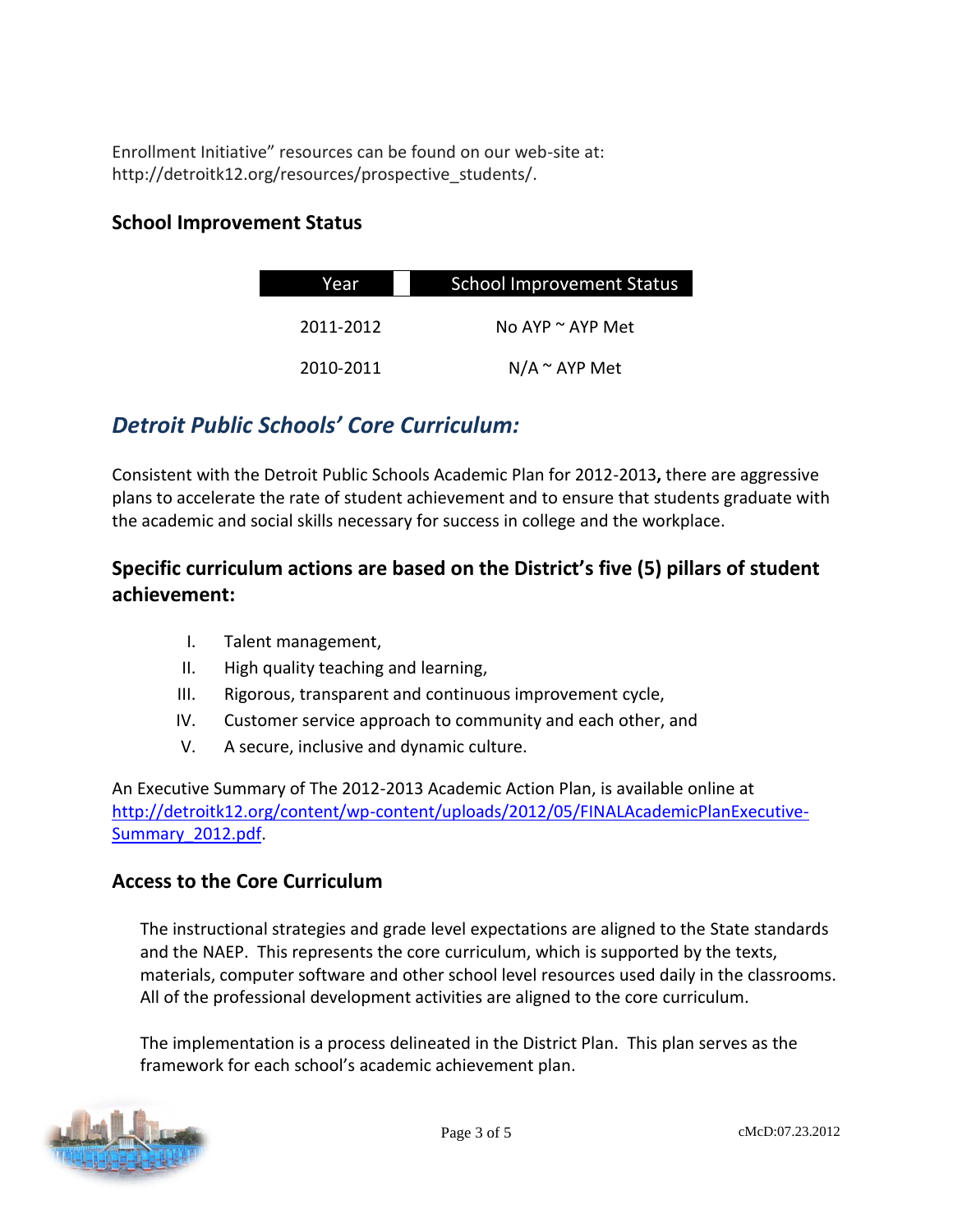Enrollment Initiative" resources can be found on our web-site at: http://detroitk12.org/resources/prospective_students/.

### School Improvement Status

| Year | School Improvement Status |
|---|---|
| 2011-2012 | No AYP ~ AYP Met |
| 2010-2011 | N/A ~ AYP Met |

## *Detroit Public Schools' Core Curriculum:*

Consistent with the Detroit Public Schools Academic Plan for 2012-2013**,** there are aggressive plans to accelerate the rate of student achievement and to ensure that students graduate with the academic and social skills necessary for success in college and the workplace.

### Specific curriculum actions are based on the District's five (5) pillars of student achievement:

I. Talent management,
II. High quality teaching and learning,
III. Rigorous, transparent and continuous improvement cycle,
IV. Customer service approach to community and each other, and
V. A secure, inclusive and dynamic culture.

An Executive Summary of The 2012-2013 Academic Action Plan, is available online at http://detroitk12.org/content/wp-content/uploads/2012/05/FINALAcademicPlanExecutive-Summary_2012.pdf.

### Access to the Core Curriculum

The instructional strategies and grade level expectations are aligned to the State standards and the NAEP. This represents the core curriculum, which is supported by the texts, materials, computer software and other school level resources used daily in the classrooms. All of the professional development activities are aligned to the core curriculum.

The implementation is a process delineated in the District Plan. This plan serves as the framework for each school's academic achievement plan.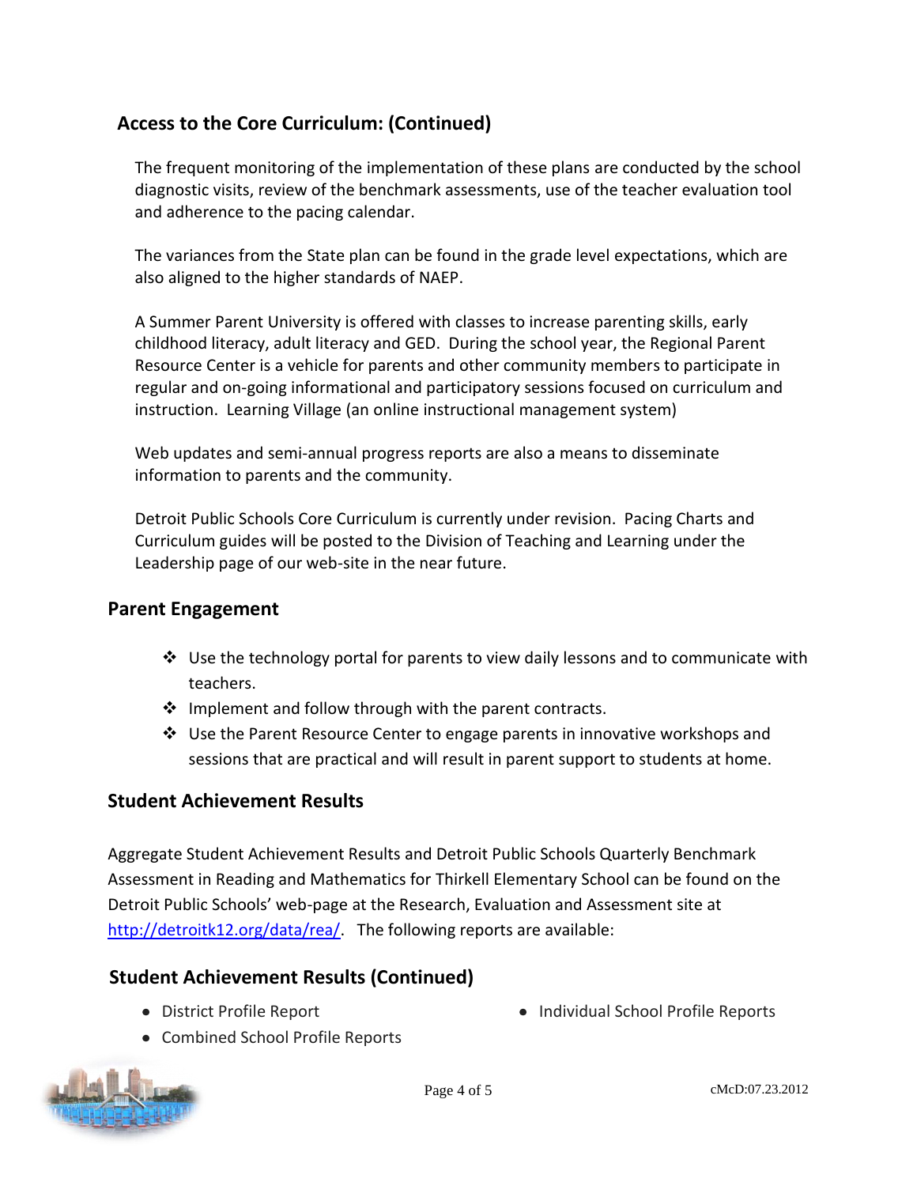## Access to the Core Curriculum: (Continued)

The frequent monitoring of the implementation of these plans are conducted by the school diagnostic visits, review of the benchmark assessments, use of the teacher evaluation tool and adherence to the pacing calendar.

The variances from the State plan can be found in the grade level expectations, which are also aligned to the higher standards of NAEP.

A Summer Parent University is offered with classes to increase parenting skills, early childhood literacy, adult literacy and GED. During the school year, the Regional Parent Resource Center is a vehicle for parents and other community members to participate in regular and on-going informational and participatory sessions focused on curriculum and instruction. Learning Village (an online instructional management system)

Web updates and semi-annual progress reports are also a means to disseminate information to parents and the community.

Detroit Public Schools Core Curriculum is currently under revision. Pacing Charts and Curriculum guides will be posted to the Division of Teaching and Learning under the Leadership page of our web-site in the near future.

## Parent Engagement

- Use the technology portal for parents to view daily lessons and to communicate with teachers.
- Implement and follow through with the parent contracts.
- Use the Parent Resource Center to engage parents in innovative workshops and sessions that are practical and will result in parent support to students at home.

## Student Achievement Results

Aggregate Student Achievement Results and Detroit Public Schools Quarterly Benchmark Assessment in Reading and Mathematics for Thirkell Elementary School can be found on the Detroit Public Schools' web-page at the Research, Evaluation and Assessment site at http://detroitk12.org/data/rea/. The following reports are available:

## Student Achievement Results (Continued)

- District Profile Report
- Combined School Profile Reports
- Individual School Profile Reports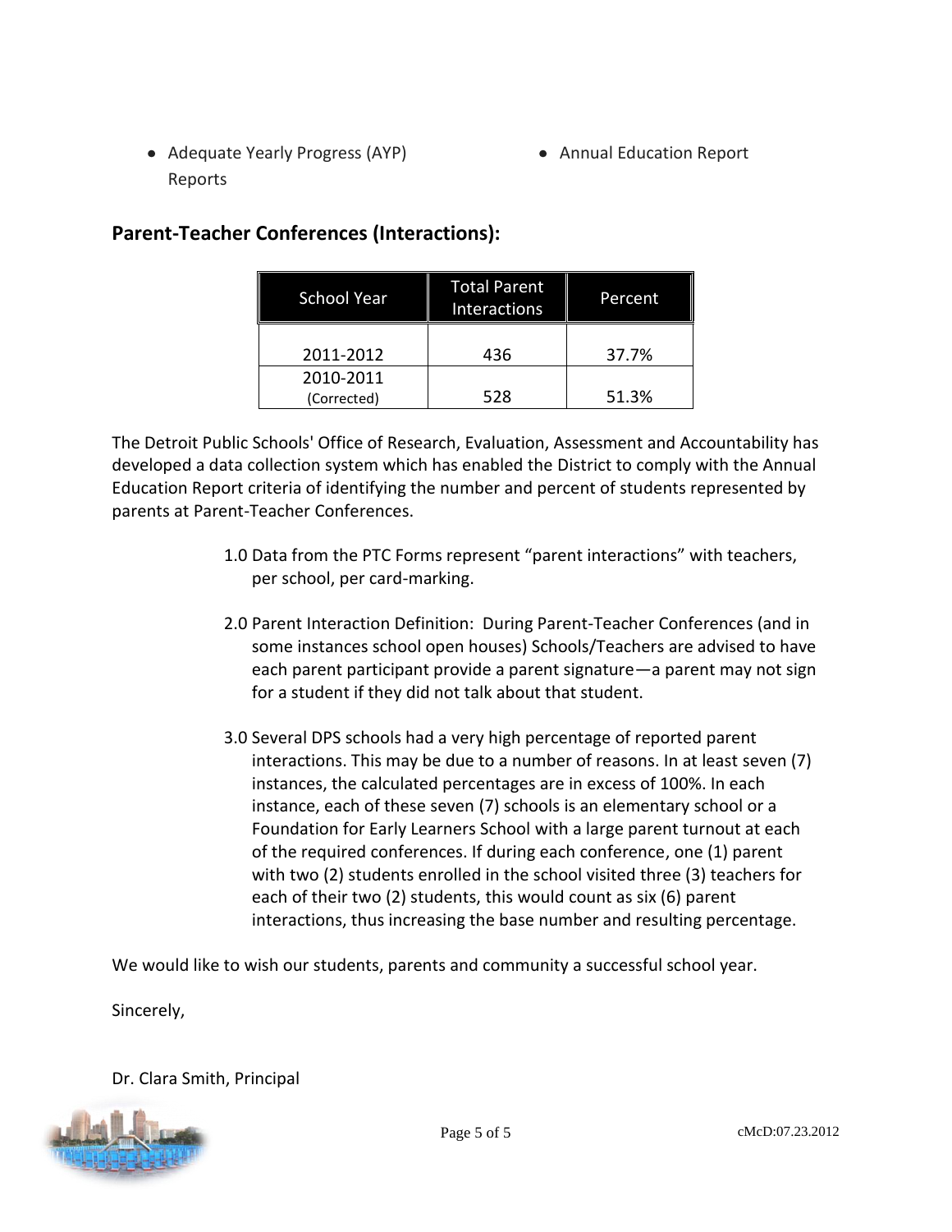- Adequate Yearly Progress (AYP) Reports
- Annual Education Report

## Parent-Teacher Conferences (Interactions):

| School Year | Total Parent Interactions | Percent |
|---|---|---|
| 2011-2012 | 436 | 37.7% |
| 2010-2011 (Corrected) | 528 | 51.3% |

The Detroit Public Schools' Office of Research, Evaluation, Assessment and Accountability has developed a data collection system which has enabled the District to comply with the Annual Education Report criteria of identifying the number and percent of students represented by parents at Parent-Teacher Conferences.

1.0 Data from the PTC Forms represent "parent interactions" with teachers, per school, per card-marking.

2.0 Parent Interaction Definition: During Parent-Teacher Conferences (and in some instances school open houses) Schools/Teachers are advised to have each parent participant provide a parent signature—a parent may not sign for a student if they did not talk about that student.

3.0 Several DPS schools had a very high percentage of reported parent interactions. This may be due to a number of reasons. In at least seven (7) instances, the calculated percentages are in excess of 100%. In each instance, each of these seven (7) schools is an elementary school or a Foundation for Early Learners School with a large parent turnout at each of the required conferences. If during each conference, one (1) parent with two (2) students enrolled in the school visited three (3) teachers for each of their two (2) students, this would count as six (6) parent interactions, thus increasing the base number and resulting percentage.

We would like to wish our students, parents and community a successful school year.

Sincerely,

Dr. Clara Smith, Principal

cMcD:07.23.2012